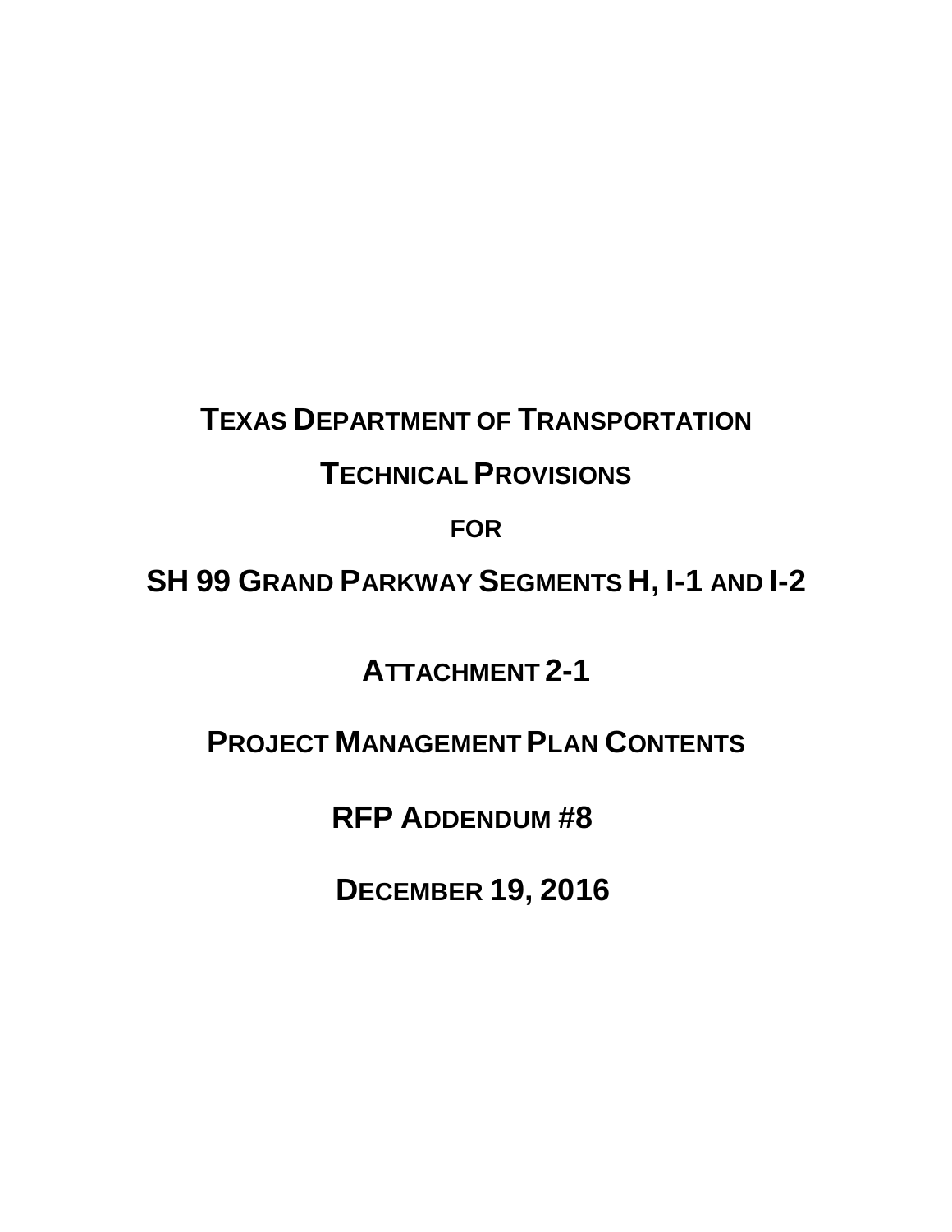# TEXAS DEPARTMENT OF TRANSPORTATION

# TECHNICAL PROVISIONS

# FOR

# SH 99 GRAND PARKWAY SEGMENTS H, I-1 AND I-2

## ATTACHMENT 2-1

## PROJECT MANAGEMENT PLAN CONTENTS

## RFP ADDENDUM #8

## DECEMBER 19, 2016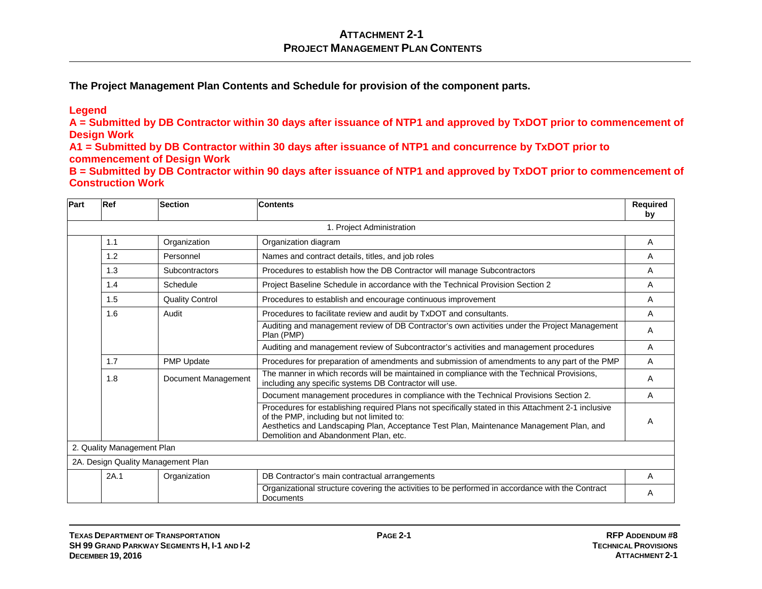# ATTACHMENT 2-1
## PROJECT MANAGEMENT PLAN CONTENTS

**The Project Management Plan Contents and Schedule for provision of the component parts.**

**Legend**

**A = Submitted by DB Contractor within 30 days after issuance of NTP1 and approved by TxDOT prior to commencement of Design Work**

**A1 = Submitted by DB Contractor within 30 days after issuance of NTP1 and concurrence by TxDOT prior to commencement of Design Work**

**B = Submitted by DB Contractor within 90 days after issuance of NTP1 and approved by TxDOT prior to commencement of Construction Work**

| Part | Ref | Section | Contents | Required by |
|---|---|---|---|---|
| 1. Project Administration | | | | |
| | 1.1 | Organization | Organization diagram | A |
| | 1.2 | Personnel | Names and contract details, titles, and job roles | A |
| | 1.3 | Subcontractors | Procedures to establish how the DB Contractor will manage Subcontractors | A |
| | 1.4 | Schedule | Project Baseline Schedule in accordance with the Technical Provision Section 2 | A |
| | 1.5 | Quality Control | Procedures to establish and encourage continuous improvement | A |
| | 1.6 | Audit | Procedures to facilitate review and audit by TxDOT and consultants. | A |
| | | | Auditing and management review of DB Contractor's own activities under the Project Management Plan (PMP) | A |
| | | | Auditing and management review of Subcontractor's activities and management procedures | A |
| | 1.7 | PMP Update | Procedures for preparation of amendments and submission of amendments to any part of the PMP | A |
| | 1.8 | Document Management | The manner in which records will be maintained in compliance with the Technical Provisions, including any specific systems DB Contractor will use. | A |
| | | | Document management procedures in compliance with the Technical Provisions Section 2. | A |
| | | | Procedures for establishing required Plans not specifically stated in this Attachment 2-1 inclusive of the PMP, including but not limited to: Aesthetics and Landscaping Plan, Acceptance Test Plan, Maintenance Management Plan, and Demolition and Abandonment Plan, etc. | A |
| 2. Quality Management Plan | | | | |
| 2A. Design Quality Management Plan | | | | |
| | 2A.1 | Organization | DB Contractor's main contractual arrangements | A |
| | | | Organizational structure covering the activities to be performed in accordance with the Contract Documents | A |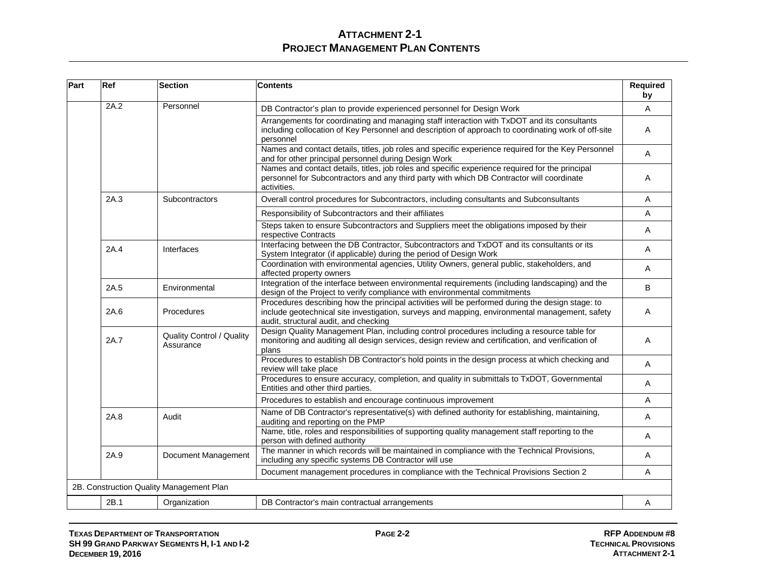# ATTACHMENT 2-1
## PROJECT MANAGEMENT PLAN CONTENTS

| Part | Ref | Section | Contents | Required by |
|---|---|---|---|---|
| | 2A.2 | Personnel | DB Contractor's plan to provide experienced personnel for Design Work | A |
| | | | Arrangements for coordinating and managing staff interaction with TxDOT and its consultants including collocation of Key Personnel and description of approach to coordinating work of off-site personnel | A |
| | | | Names and contact details, titles, job roles and specific experience required for the Key Personnel and for other principal personnel during Design Work | A |
| | | | Names and contact details, titles, job roles and specific experience required for the principal personnel for Subcontractors and any third party with which DB Contractor will coordinate activities. | A |
| | 2A.3 | Subcontractors | Overall control procedures for Subcontractors, including consultants and Subconsultants | A |
| | | | Responsibility of Subcontractors and their affiliates | A |
| | | | Steps taken to ensure Subcontractors and Suppliers meet the obligations imposed by their respective Contracts | A |
| | 2A.4 | Interfaces | Interfacing between the DB Contractor, Subcontractors and TxDOT and its consultants or its System Integrator (if applicable) during the period of Design Work | A |
| | | | Coordination with environmental agencies, Utility Owners, general public, stakeholders, and affected property owners | A |
| | 2A.5 | Environmental | Integration of the interface between environmental requirements (including landscaping) and the design of the Project to verify compliance with environmental commitments | B |
| | 2A.6 | Procedures | Procedures describing how the principal activities will be performed during the design stage: to include geotechnical site investigation, surveys and mapping, environmental management, safety audit, structural audit, and checking | A |
| | 2A.7 | Quality Control / Quality Assurance | Design Quality Management Plan, including control procedures including a resource table for monitoring and auditing all design services, design review and certification, and verification of plans | A |
| | | | Procedures to establish DB Contractor's hold points in the design process at which checking and review will take place | A |
| | | | Procedures to ensure accuracy, completion, and quality in submittals to TxDOT, Governmental Entities and other third parties. | A |
| | | | Procedures to establish and encourage continuous improvement | A |
| | 2A.8 | Audit | Name of DB Contractor's representative(s) with defined authority for establishing, maintaining, auditing and reporting on the PMP | A |
| | | | Name, title, roles and responsibilities of supporting quality management staff reporting to the person with defined authority | A |
| | 2A.9 | Document Management | The manner in which records will be maintained in compliance with the Technical Provisions, including any specific systems DB Contractor will use | A |
| | | | Document management procedures in compliance with the Technical Provisions Section 2 | A |
| 2B. Construction Quality Management Plan | | | | |
| | 2B.1 | Organization | DB Contractor's main contractual arrangements | A |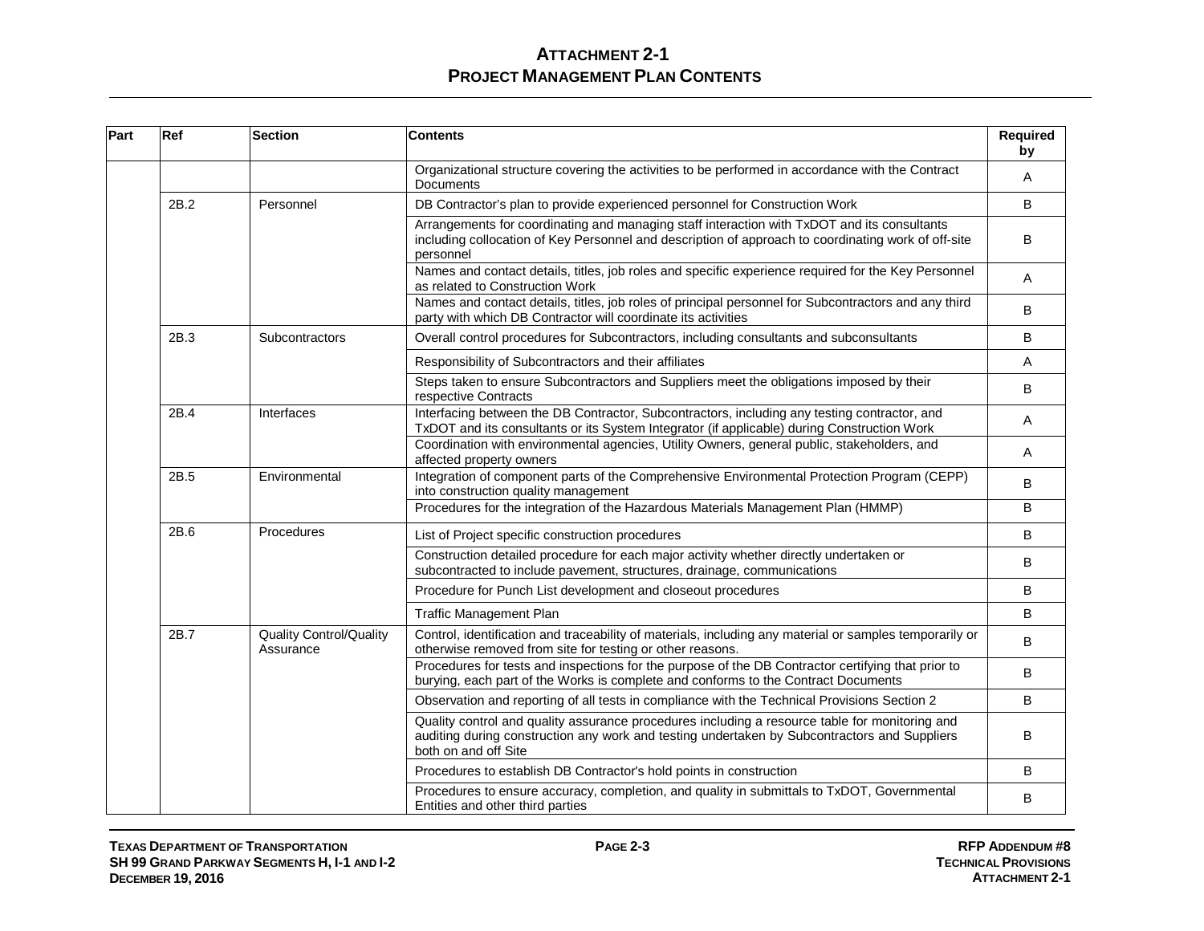# Attachment 2-1
## Project Management Plan Contents

| Part | Ref | Section | Contents | Required by |
|---|---|---|---|---|
| | | | Organizational structure covering the activities to be performed in accordance with the Contract Documents | A |
| | 2B.2 | Personnel | DB Contractor's plan to provide experienced personnel for Construction Work | B |
| | | | Arrangements for coordinating and managing staff interaction with TxDOT and its consultants including collocation of Key Personnel and description of approach to coordinating work of off-site personnel | B |
| | | | Names and contact details, titles, job roles and specific experience required for the Key Personnel as related to Construction Work | A |
| | | | Names and contact details, titles, job roles of principal personnel for Subcontractors and any third party with which DB Contractor will coordinate its activities | B |
| | 2B.3 | Subcontractors | Overall control procedures for Subcontractors, including consultants and subconsultants | B |
| | | | Responsibility of Subcontractors and their affiliates | A |
| | | | Steps taken to ensure Subcontractors and Suppliers meet the obligations imposed by their respective Contracts | B |
| | 2B.4 | Interfaces | Interfacing between the DB Contractor, Subcontractors, including any testing contractor, and TxDOT and its consultants or its System Integrator (if applicable) during Construction Work | A |
| | | | Coordination with environmental agencies, Utility Owners, general public, stakeholders, and affected property owners | A |
| | 2B.5 | Environmental | Integration of component parts of the Comprehensive Environmental Protection Program (CEPP) into construction quality management | B |
| | | | Procedures for the integration of the Hazardous Materials Management Plan (HMMP) | B |
| | 2B.6 | Procedures | List of Project specific construction procedures | B |
| | | | Construction detailed procedure for each major activity whether directly undertaken or subcontracted to include pavement, structures, drainage, communications | B |
| | | | Procedure for Punch List development and closeout procedures | B |
| | | | Traffic Management Plan | B |
| | 2B.7 | Quality Control/Quality Assurance | Control, identification and traceability of materials, including any material or samples temporarily or otherwise removed from site for testing or other reasons. | B |
| | | | Procedures for tests and inspections for the purpose of the DB Contractor certifying that prior to burying, each part of the Works is complete and conforms to the Contract Documents | B |
| | | | Observation and reporting of all tests in compliance with the Technical Provisions Section 2 | B |
| | | | Quality control and quality assurance procedures including a resource table for monitoring and auditing during construction any work and testing undertaken by Subcontractors and Suppliers both on and off Site | B |
| | | | Procedures to establish DB Contractor's hold points in construction | B |
| | | | Procedures to ensure accuracy, completion, and quality in submittals to TxDOT, Governmental Entities and other third parties | B |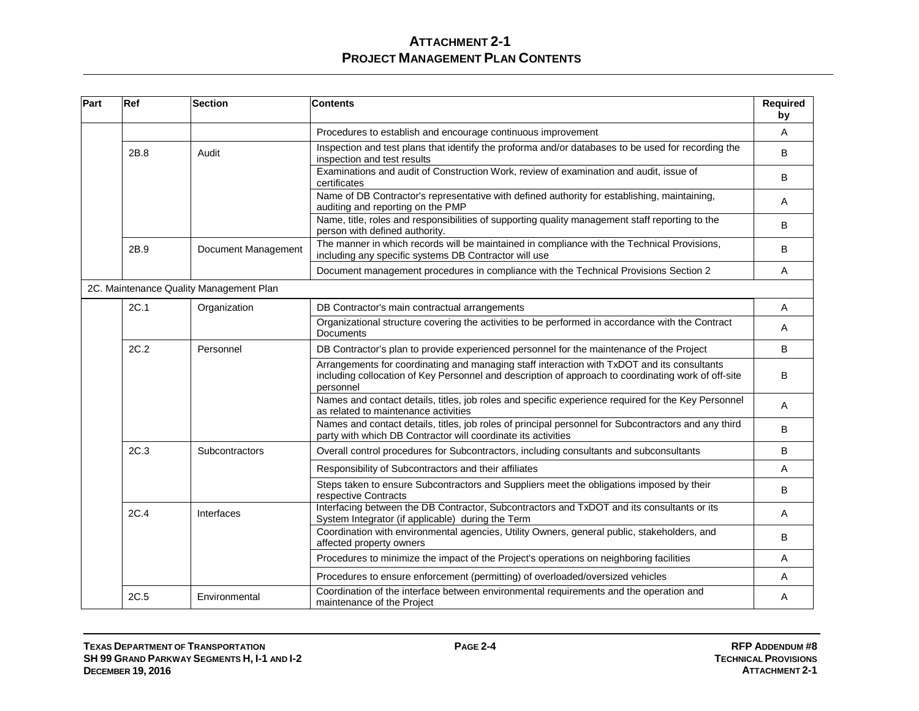# ATTACHMENT 2-1
## PROJECT MANAGEMENT PLAN CONTENTS

| Part | Ref | Section | Contents | Required by |
|---|---|---|---|---|
| | | | Procedures to establish and encourage continuous improvement | A |
| | 2B.8 | Audit | Inspection and test plans that identify the proforma and/or databases to be used for recording the inspection and test results | B |
| | | | Examinations and audit of Construction Work, review of examination and audit, issue of certificates | B |
| | | | Name of DB Contractor's representative with defined authority for establishing, maintaining, auditing and reporting on the PMP | A |
| | | | Name, title, roles and responsibilities of supporting quality management staff reporting to the person with defined authority. | B |
| | 2B.9 | Document Management | The manner in which records will be maintained in compliance with the Technical Provisions, including any specific systems DB Contractor will use | B |
| | | | Document management procedures in compliance with the Technical Provisions Section 2 | A |
| 2C. Maintenance Quality Management Plan | | | | |
| | 2C.1 | Organization | DB Contractor's main contractual arrangements | A |
| | | | Organizational structure covering the activities to be performed in accordance with the Contract Documents | A |
| | 2C.2 | Personnel | DB Contractor's plan to provide experienced personnel for the maintenance of the Project | B |
| | | | Arrangements for coordinating and managing staff interaction with TxDOT and its consultants including collocation of Key Personnel and description of approach to coordinating work of off-site personnel | B |
| | | | Names and contact details, titles, job roles and specific experience required for the Key Personnel as related to maintenance activities | A |
| | | | Names and contact details, titles, job roles of principal personnel for Subcontractors and any third party with which DB Contractor will coordinate its activities | B |
| | 2C.3 | Subcontractors | Overall control procedures for Subcontractors, including consultants and subconsultants | B |
| | | | Responsibility of Subcontractors and their affiliates | A |
| | | | Steps taken to ensure Subcontractors and Suppliers meet the obligations imposed by their respective Contracts | B |
| | 2C.4 | Interfaces | Interfacing between the DB Contractor, Subcontractors and TxDOT and its consultants or its System Integrator (if applicable) during the Term | A |
| | | | Coordination with environmental agencies, Utility Owners, general public, stakeholders, and affected property owners | B |
| | | | Procedures to minimize the impact of the Project's operations on neighboring facilities | A |
| | | | Procedures to ensure enforcement (permitting) of overloaded/oversized vehicles | A |
| | 2C.5 | Environmental | Coordination of the interface between environmental requirements and the operation and maintenance of the Project | A |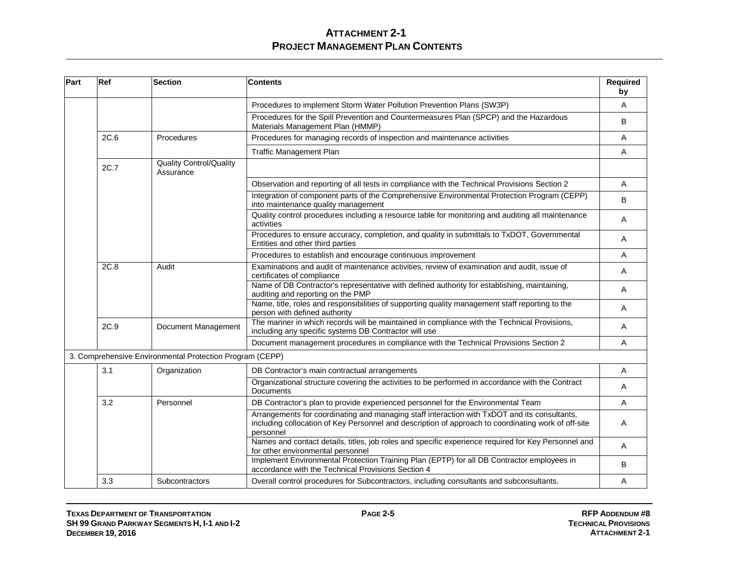# ATTACHMENT 2-1
## PROJECT MANAGEMENT PLAN CONTENTS

| Part | Ref | Section | Contents | Required by |
|---|---|---|---|---|
| | | | Procedures to implement Storm Water Pollution Prevention Plans (SW3P) | A |
| | | | Procedures for the Spill Prevention and Countermeasures Plan (SPCP) and the Hazardous Materials Management Plan (HMMP) | B |
| | 2C.6 | Procedures | Procedures for managing records of inspection and maintenance activities | A |
| | | | Traffic Management Plan | A |
| | 2C.7 | Quality Control/Quality Assurance | | |
| | | | Observation and reporting of all tests in compliance with the Technical Provisions Section 2 | A |
| | | | Integration of component parts of the Comprehensive Environmental Protection Program (CEPP) into maintenance quality management | B |
| | | | Quality control procedures including a resource table for monitoring and auditing all maintenance activities | A |
| | | | Procedures to ensure accuracy, completion, and quality in submittals to TxDOT, Governmental Entities and other third parties | A |
| | | | Procedures to establish and encourage continuous improvement | A |
| | 2C.8 | Audit | Examinations and audit of maintenance activities, review of examination and audit, issue of certificates of compliance | A |
| | | | Name of DB Contractor's representative with defined authority for establishing, maintaining, auditing and reporting on the PMP | A |
| | | | Name, title, roles and responsibilities of supporting quality management staff reporting to the person with defined authority | A |
| | 2C.9 | Document Management | The manner in which records will be maintained in compliance with the Technical Provisions, including any specific systems DB Contractor will use | A |
| | | | Document management procedures in compliance with the Technical Provisions Section 2 | A |
| 3. Comprehensive Environmental Protection Program (CEPP) | | | | |
| | 3.1 | Organization | DB Contractor's main contractual arrangements | A |
| | | | Organizational structure covering the activities to be performed in accordance with the Contract Documents | A |
| | 3.2 | Personnel | DB Contractor's plan to provide experienced personnel for the Environmental Team | A |
| | | | Arrangements for coordinating and managing staff interaction with TxDOT and its consultants, including collocation of Key Personnel and description of approach to coordinating work of off-site personnel | A |
| | | | Names and contact details, titles, job roles and specific experience required for Key Personnel and for other environmental personnel | A |
| | | | Implement Environmental Protection Training Plan (EPTP) for all DB Contractor employees in accordance with the Technical Provisions Section 4 | B |
| | 3.3 | Subcontractors | Overall control procedures for Subcontractors, including consultants and subconsultants. | A |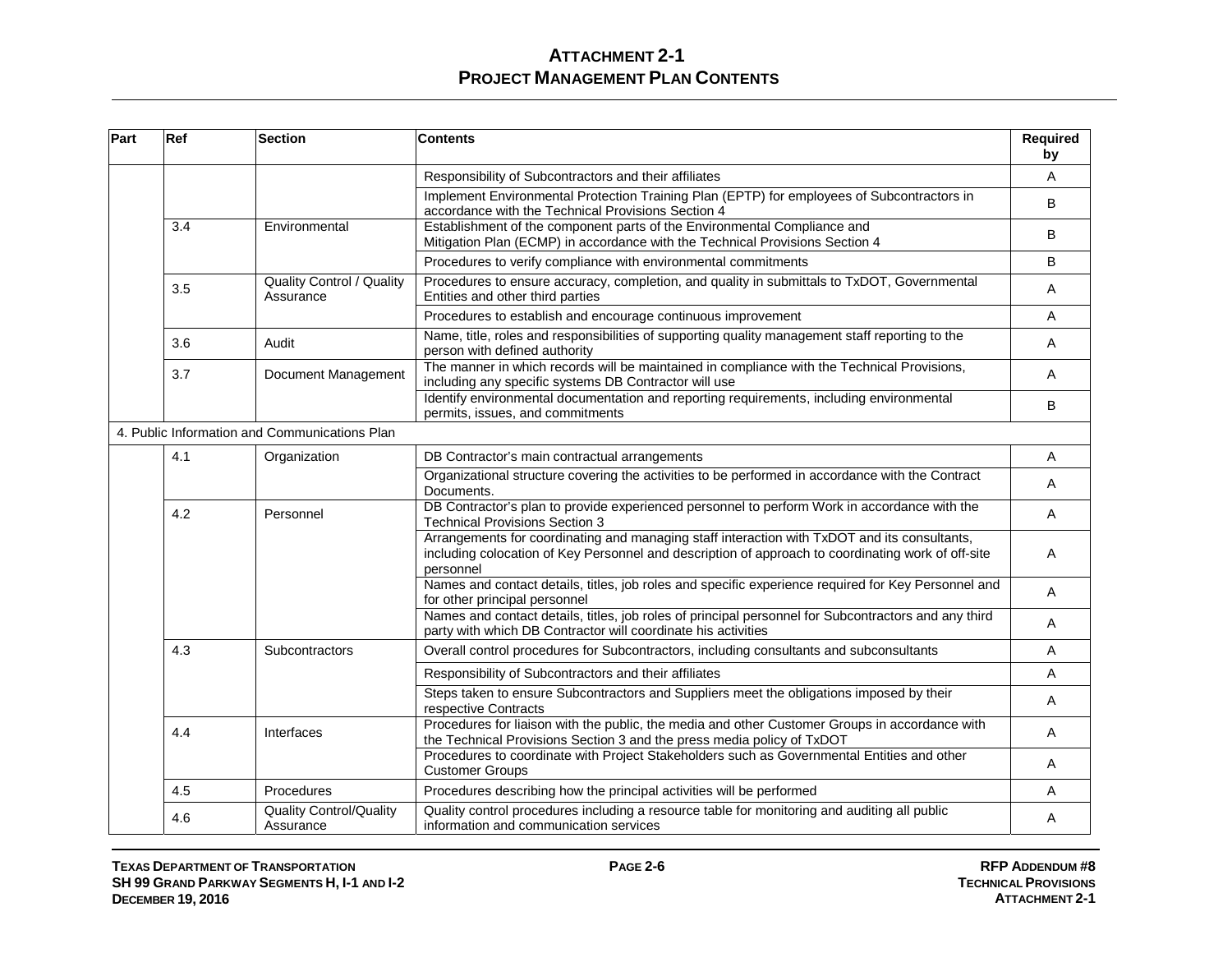# ATTACHMENT 2-1
## PROJECT MANAGEMENT PLAN CONTENTS

| Part | Ref | Section | Contents | Required by |
|---|---|---|---|---|
| | | | Responsibility of Subcontractors and their affiliates | A |
| | | | Implement Environmental Protection Training Plan (EPTP) for employees of Subcontractors in accordance with the Technical Provisions Section 4 | B |
| | 3.4 | Environmental | Establishment of the component parts of the Environmental Compliance and Mitigation Plan (ECMP) in accordance with the Technical Provisions Section 4 | B |
| | | | Procedures to verify compliance with environmental commitments | B |
| | 3.5 | Quality Control / Quality Assurance | Procedures to ensure accuracy, completion, and quality in submittals to TxDOT, Governmental Entities and other third parties | A |
| | | | Procedures to establish and encourage continuous improvement | A |
| | 3.6 | Audit | Name, title, roles and responsibilities of supporting quality management staff reporting to the person with defined authority | A |
| | 3.7 | Document Management | The manner in which records will be maintained in compliance with the Technical Provisions, including any specific systems DB Contractor will use | A |
| | | | Identify environmental documentation and reporting requirements, including environmental permits, issues, and commitments | B |
| 4. Public Information and Communications Plan | | | | |
| | 4.1 | Organization | DB Contractor's main contractual arrangements | A |
| | | | Organizational structure covering the activities to be performed in accordance with the Contract Documents. | A |
| | 4.2 | Personnel | DB Contractor's plan to provide experienced personnel to perform Work in accordance with the Technical Provisions Section 3 | A |
| | | | Arrangements for coordinating and managing staff interaction with TxDOT and its consultants, including colocation of Key Personnel and description of approach to coordinating work of off-site personnel | A |
| | | | Names and contact details, titles, job roles and specific experience required for Key Personnel and for other principal personnel | A |
| | | | Names and contact details, titles, job roles of principal personnel for Subcontractors and any third party with which DB Contractor will coordinate his activities | A |
| | 4.3 | Subcontractors | Overall control procedures for Subcontractors, including consultants and subconsultants | A |
| | | | Responsibility of Subcontractors and their affiliates | A |
| | | | Steps taken to ensure Subcontractors and Suppliers meet the obligations imposed by their respective Contracts | A |
| | 4.4 | Interfaces | Procedures for liaison with the public, the media and other Customer Groups in accordance with the Technical Provisions Section 3 and the press media policy of TxDOT | A |
| | | | Procedures to coordinate with Project Stakeholders such as Governmental Entities and other Customer Groups | A |
| | 4.5 | Procedures | Procedures describing how the principal activities will be performed | A |
| | 4.6 | Quality Control/Quality Assurance | Quality control procedures including a resource table for monitoring and auditing all public information and communication services | A |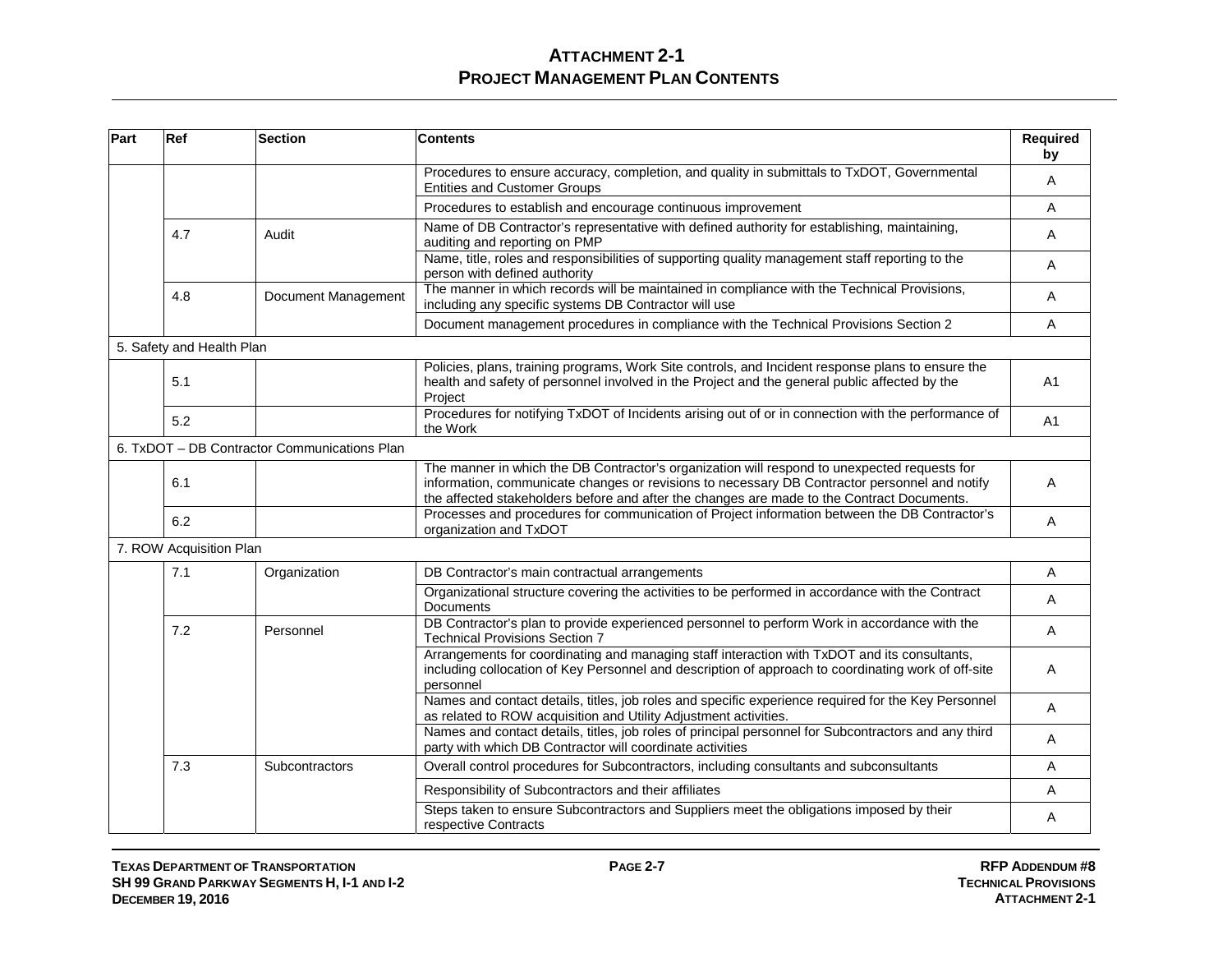# ATTACHMENT 2-1
## PROJECT MANAGEMENT PLAN CONTENTS

| Part | Ref | Section | Contents | Required by |
|---|---|---|---|---|
| | | | Procedures to ensure accuracy, completion, and quality in submittals to TxDOT, Governmental Entities and Customer Groups | A |
| | | | Procedures to establish and encourage continuous improvement | A |
| | 4.7 | Audit | Name of DB Contractor's representative with defined authority for establishing, maintaining, auditing and reporting on PMP | A |
| | | | Name, title, roles and responsibilities of supporting quality management staff reporting to the person with defined authority | A |
| | 4.8 | Document Management | The manner in which records will be maintained in compliance with the Technical Provisions, including any specific systems DB Contractor will use | A |
| | | | Document management procedures in compliance with the Technical Provisions Section 2 | A |
| 5. Safety and Health Plan | | | | |
| | 5.1 | | Policies, plans, training programs, Work Site controls, and Incident response plans to ensure the health and safety of personnel involved in the Project and the general public affected by the Project | A1 |
| | 5.2 | | Procedures for notifying TxDOT of Incidents arising out of or in connection with the performance of the Work | A1 |
| 6. TxDOT – DB Contractor Communications Plan | | | | |
| | 6.1 | | The manner in which the DB Contractor's organization will respond to unexpected requests for information, communicate changes or revisions to necessary DB Contractor personnel and notify the affected stakeholders before and after the changes are made to the Contract Documents. | A |
| | 6.2 | | Processes and procedures for communication of Project information between the DB Contractor's organization and TxDOT | A |
| 7. ROW Acquisition Plan | | | | |
| | 7.1 | Organization | DB Contractor's main contractual arrangements | A |
| | | | Organizational structure covering the activities to be performed in accordance with the Contract Documents | A |
| | 7.2 | Personnel | DB Contractor's plan to provide experienced personnel to perform Work in accordance with the Technical Provisions Section 7 | A |
| | | | Arrangements for coordinating and managing staff interaction with TxDOT and its consultants, including collocation of Key Personnel and description of approach to coordinating work of off-site personnel | A |
| | | | Names and contact details, titles, job roles and specific experience required for the Key Personnel as related to ROW acquisition and Utility Adjustment activities. | A |
| | | | Names and contact details, titles, job roles of principal personnel for Subcontractors and any third party with which DB Contractor will coordinate activities | A |
| | 7.3 | Subcontractors | Overall control procedures for Subcontractors, including consultants and subconsultants | A |
| | | | Responsibility of Subcontractors and their affiliates | A |
| | | | Steps taken to ensure Subcontractors and Suppliers meet the obligations imposed by their respective Contracts | A |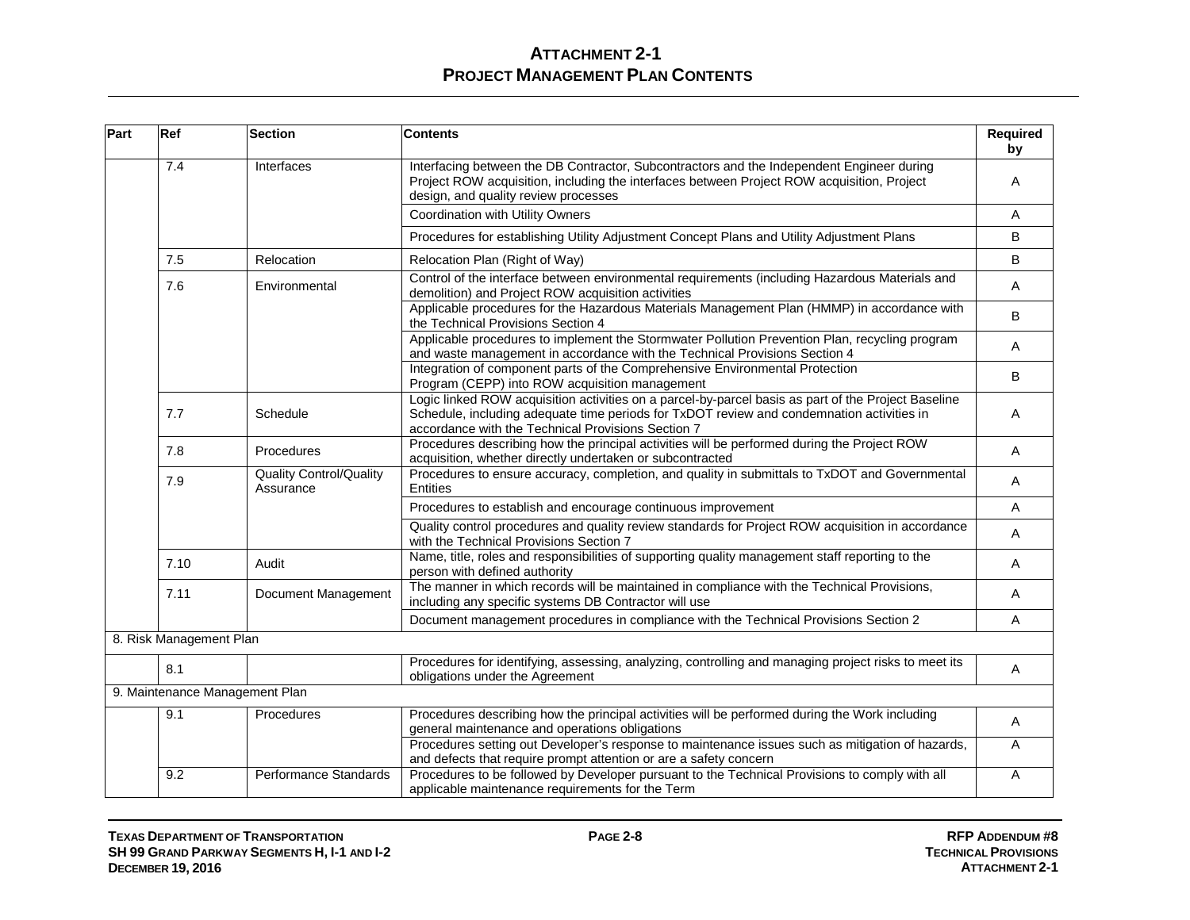# Attachment 2-1
## Project Management Plan Contents

| Part | Ref | Section | Contents | Required by |
|---|---|---|---|---|
| | 7.4 | Interfaces | Interfacing between the DB Contractor, Subcontractors and the Independent Engineer during Project ROW acquisition, including the interfaces between Project ROW acquisition, Project design, and quality review processes | A |
| | | | Coordination with Utility Owners | A |
| | | | Procedures for establishing Utility Adjustment Concept Plans and Utility Adjustment Plans | B |
| | 7.5 | Relocation | Relocation Plan (Right of Way) | B |
| | 7.6 | Environmental | Control of the interface between environmental requirements (including Hazardous Materials and demolition) and Project ROW acquisition activities | A |
| | | | Applicable procedures for the Hazardous Materials Management Plan (HMMP) in accordance with the Technical Provisions Section 4 | B |
| | | | Applicable procedures to implement the Stormwater Pollution Prevention Plan, recycling program and waste management in accordance with the Technical Provisions Section 4 | A |
| | | | Integration of component parts of the Comprehensive Environmental Protection Program (CEPP) into ROW acquisition management | B |
| | 7.7 | Schedule | Logic linked ROW acquisition activities on a parcel-by-parcel basis as part of the Project Baseline Schedule, including adequate time periods for TxDOT review and condemnation activities in accordance with the Technical Provisions Section 7 | A |
| | 7.8 | Procedures | Procedures describing how the principal activities will be performed during the Project ROW acquisition, whether directly undertaken or subcontracted | A |
| | 7.9 | Quality Control/Quality Assurance | Procedures to ensure accuracy, completion, and quality in submittals to TxDOT and Governmental Entities | A |
| | | | Procedures to establish and encourage continuous improvement | A |
| | | | Quality control procedures and quality review standards for Project ROW acquisition in accordance with the Technical Provisions Section 7 | A |
| | 7.10 | Audit | Name, title, roles and responsibilities of supporting quality management staff reporting to the person with defined authority | A |
| | 7.11 | Document Management | The manner in which records will be maintained in compliance with the Technical Provisions, including any specific systems DB Contractor will use | A |
| | | | Document management procedures in compliance with the Technical Provisions Section 2 | A |
| 8. Risk Management Plan | | | | |
| | 8.1 | | Procedures for identifying, assessing, analyzing, controlling and managing project risks to meet its obligations under the Agreement | A |
| 9. Maintenance Management Plan | | | | |
| | 9.1 | Procedures | Procedures describing how the principal activities will be performed during the Work including general maintenance and operations obligations | A |
| | | | Procedures setting out Developer's response to maintenance issues such as mitigation of hazards, and defects that require prompt attention or are a safety concern | A |
| | 9.2 | Performance Standards | Procedures to be followed by Developer pursuant to the Technical Provisions to comply with all applicable maintenance requirements for the Term | A |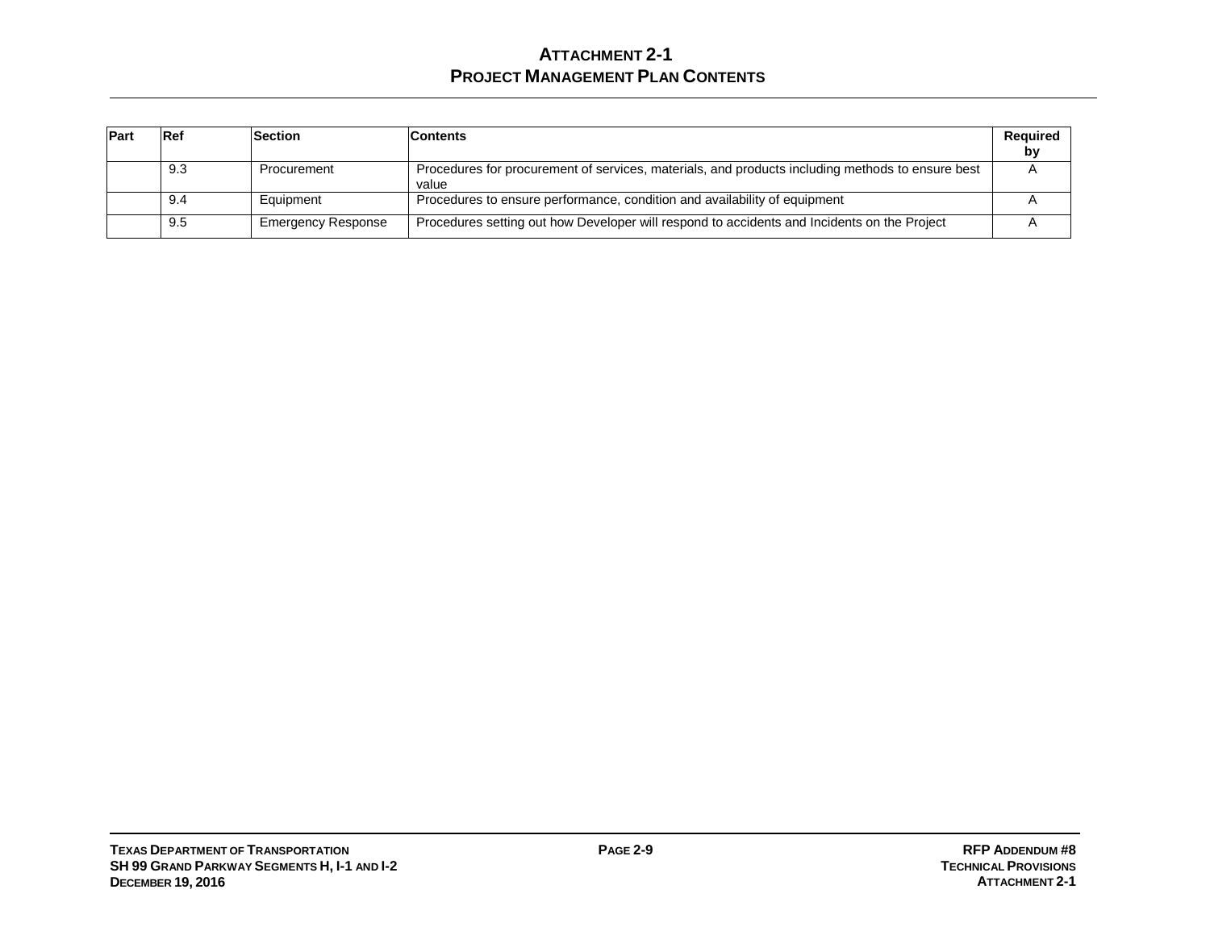# ATTACHMENT 2-1
## PROJECT MANAGEMENT PLAN CONTENTS

| Part | Ref | Section | Contents | Required by |
|---|---|---|---|---|
| | 9.3 | Procurement | Procedures for procurement of services, materials, and products including methods to ensure best value | A |
| | 9.4 | Equipment | Procedures to ensure performance, condition and availability of equipment | A |
| | 9.5 | Emergency Response | Procedures setting out how Developer will respond to accidents and Incidents on the Project | A |